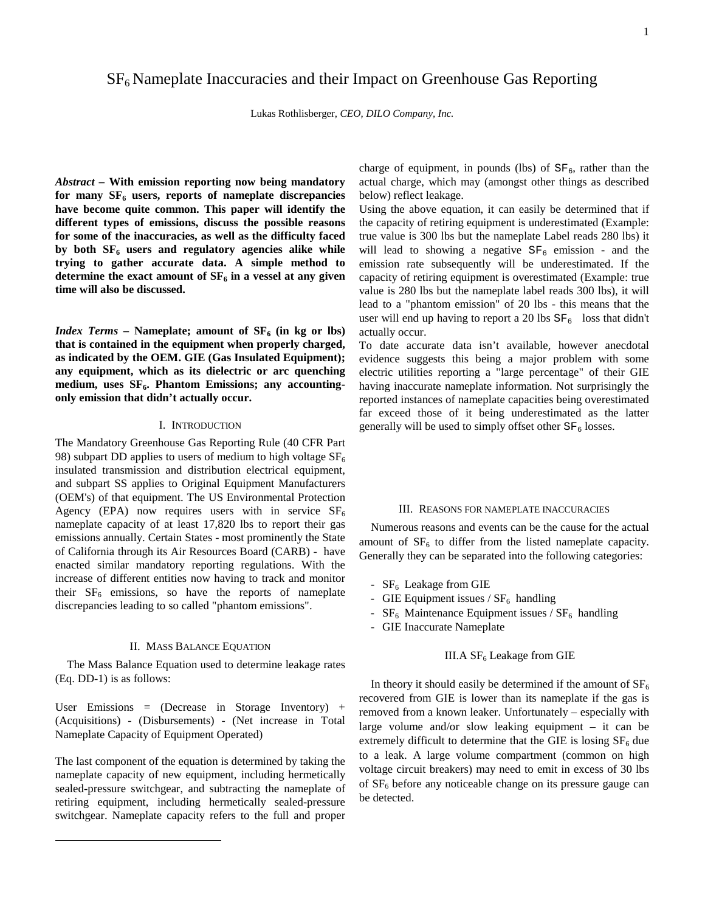# $SF_6$ Nameplate Inaccuracies and their Impact on Greenhouse Gas Reporting

Lukas Rothlisberger, *CEO, DILO Company, Inc.*

***Abstract*** **– With emission reporting now being mandatory for many $SF_6$ users, reports of nameplate discrepancies have become quite common. This paper will identify the different types of emissions, discuss the possible reasons for some of the inaccuracies, as well as the difficulty faced by both $SF_6$ users and regulatory agencies alike while trying to gather accurate data. A simple method to determine the exact amount of $SF_6$ in a vessel at any given time will also be discussed.**

***Index Terms*** **– Nameplate; amount of $SF_6$ (in kg or lbs) that is contained in the equipment when properly charged, as indicated by the OEM. GIE (Gas Insulated Equipment); any equipment, which as its dielectric or arc quenching medium, uses $SF_6$. Phantom Emissions; any accounting-only emission that didn't actually occur.**

## I. Introduction

The Mandatory Greenhouse Gas Reporting Rule (40 CFR Part 98) subpart DD applies to users of medium to high voltage $SF_6$ insulated transmission and distribution electrical equipment, and subpart SS applies to Original Equipment Manufacturers (OEM's) of that equipment. The US Environmental Protection Agency (EPA) now requires users with in service $SF_6$ nameplate capacity of at least 17,820 lbs to report their gas emissions annually. Certain States - most prominently the State of California through its Air Resources Board (CARB) - have enacted similar mandatory reporting regulations. With the increase of different entities now having to track and monitor their $SF_6$ emissions, so have the reports of nameplate discrepancies leading to so called "phantom emissions".

## II. Mass Balance Equation

The Mass Balance Equation used to determine leakage rates (Eq. DD-1) is as follows:

User Emissions = (Decrease in Storage Inventory) + (Acquisitions) - (Disbursements) - (Net increase in Total Nameplate Capacity of Equipment Operated)

The last component of the equation is determined by taking the nameplate capacity of new equipment, including hermetically sealed-pressure switchgear, and subtracting the nameplate of retiring equipment, including hermetically sealed-pressure switchgear. Nameplate capacity refers to the full and proper charge of equipment, in pounds (lbs) of $SF_6$, rather than the actual charge, which may (amongst other things as described below) reflect leakage.

Using the above equation, it can easily be determined that if the capacity of retiring equipment is underestimated (Example: true value is 300 lbs but the nameplate Label reads 280 lbs) it will lead to showing a negative $SF_6$ emission - and the emission rate subsequently will be underestimated. If the capacity of retiring equipment is overestimated (Example: true value is 280 lbs but the nameplate label reads 300 lbs), it will lead to a "phantom emission" of 20 lbs - this means that the user will end up having to report a 20 lbs $SF_6$ loss that didn't actually occur.

To date accurate data isn't available, however anecdotal evidence suggests this being a major problem with some electric utilities reporting a "large percentage" of their GIE having inaccurate nameplate information. Not surprisingly the reported instances of nameplate capacities being overestimated far exceed those of it being underestimated as the latter generally will be used to simply offset other $SF_6$ losses.

## III. Reasons for nameplate inaccuracies

Numerous reasons and events can be the cause for the actual amount of $SF_6$ to differ from the listed nameplate capacity. Generally they can be separated into the following categories:

- $SF_6$ Leakage from GIE
- GIE Equipment issues / $SF_6$ handling
- $SF_6$ Maintenance Equipment issues / $SF_6$ handling
- GIE Inaccurate Nameplate

### III.A $SF_6$ Leakage from GIE

In theory it should easily be determined if the amount of $SF_6$ recovered from GIE is lower than its nameplate if the gas is removed from a known leaker. Unfortunately – especially with large volume and/or slow leaking equipment – it can be extremely difficult to determine that the GIE is losing $SF_6$ due to a leak. A large volume compartment (common on high voltage circuit breakers) may need to emit in excess of 30 lbs of $SF_6$ before any noticeable change on its pressure gauge can be detected.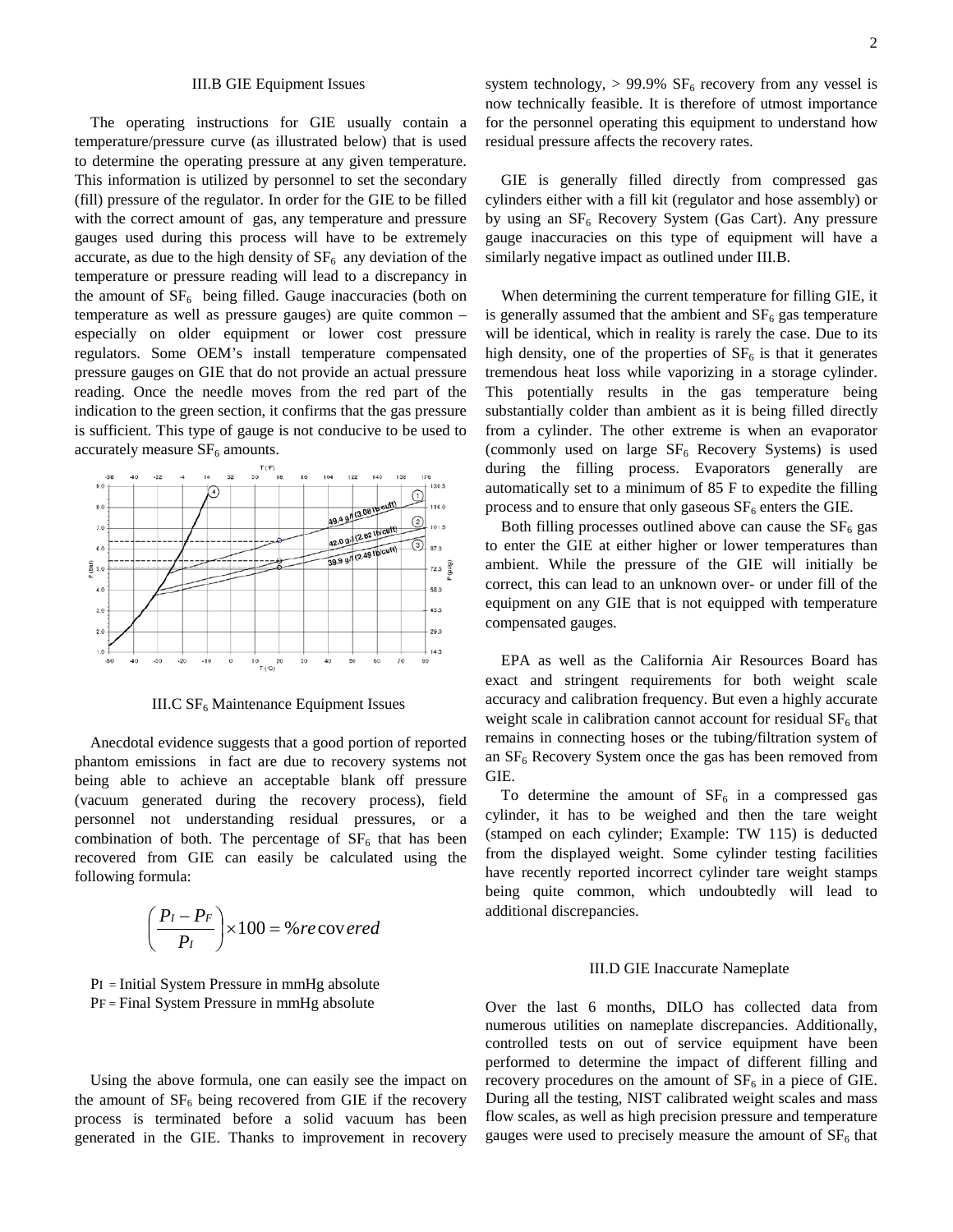### III.B GIE Equipment Issues

The operating instructions for GIE usually contain a temperature/pressure curve (as illustrated below) that is used to determine the operating pressure at any given temperature. This information is utilized by personnel to set the secondary (fill) pressure of the regulator. In order for the GIE to be filled with the correct amount of gas, any temperature and pressure gauges used during this process will have to be extremely accurate, as due to the high density of $SF_6$ any deviation of the temperature or pressure reading will lead to a discrepancy in the amount of $SF_6$ being filled. Gauge inaccuracies (both on temperature as well as pressure gauges) are quite common – especially on older equipment or lower cost pressure regulators. Some OEM's install temperature compensated pressure gauges on GIE that do not provide an actual pressure reading. Once the needle moves from the red part of the indication to the green section, it confirms that the gas pressure is sufficient. This type of gauge is not conducive to be used to accurately measure $SF_6$ amounts.

### III.C $SF_6$ Maintenance Equipment Issues

Anecdotal evidence suggests that a good portion of reported phantom emissions in fact are due to recovery systems not being able to achieve an acceptable blank off pressure (vacuum generated during the recovery process), field personnel not understanding residual pressures, or a combination of both. The percentage of $SF_6$ that has been recovered from GIE can easily be calculated using the following formula:

$$\left(\frac{P_I - P_F}{P_I}\right) \times 100 = \%recovered$$

$P_I$ = Initial System Pressure in mmHg absolute
$P_F$ = Final System Pressure in mmHg absolute

Using the above formula, one can easily see the impact on the amount of $SF_6$ being recovered from GIE if the recovery process is terminated before a solid vacuum has been generated in the GIE. Thanks to improvement in recovery system technology, > 99.9% $SF_6$ recovery from any vessel is now technically feasible. It is therefore of utmost importance for the personnel operating this equipment to understand how residual pressure affects the recovery rates.

GIE is generally filled directly from compressed gas cylinders either with a fill kit (regulator and hose assembly) or by using an $SF_6$ Recovery System (Gas Cart). Any pressure gauge inaccuracies on this type of equipment will have a similarly negative impact as outlined under III.B.

When determining the current temperature for filling GIE, it is generally assumed that the ambient and $SF_6$ gas temperature will be identical, which in reality is rarely the case. Due to its high density, one of the properties of $SF_6$ is that it generates tremendous heat loss while vaporizing in a storage cylinder. This potentially results in the gas temperature being substantially colder than ambient as it is being filled directly from a cylinder. The other extreme is when an evaporator (commonly used on large $SF_6$ Recovery Systems) is used during the filling process. Evaporators generally are automatically set to a minimum of 85 F to expedite the filling process and to ensure that only gaseous $SF_6$ enters the GIE.

Both filling processes outlined above can cause the $SF_6$ gas to enter the GIE at either higher or lower temperatures than ambient. While the pressure of the GIE will initially be correct, this can lead to an unknown over- or under fill of the equipment on any GIE that is not equipped with temperature compensated gauges.

EPA as well as the California Air Resources Board has exact and stringent requirements for both weight scale accuracy and calibration frequency. But even a highly accurate weight scale in calibration cannot account for residual $SF_6$ that remains in connecting hoses or the tubing/filtration system of an $SF_6$ Recovery System once the gas has been removed from GIE.

To determine the amount of $SF_6$ in a compressed gas cylinder, it has to be weighed and then the tare weight (stamped on each cylinder; Example: TW 115) is deducted from the displayed weight. Some cylinder testing facilities have recently reported incorrect cylinder tare weight stamps being quite common, which undoubtedly will lead to additional discrepancies.

### III.D GIE Inaccurate Nameplate

Over the last 6 months, DILO has collected data from numerous utilities on nameplate discrepancies. Additionally, controlled tests on out of service equipment have been performed to determine the impact of different filling and recovery procedures on the amount of $SF_6$ in a piece of GIE. During all the testing, NIST calibrated weight scales and mass flow scales, as well as high precision pressure and temperature gauges were used to precisely measure the amount of $SF_6$ that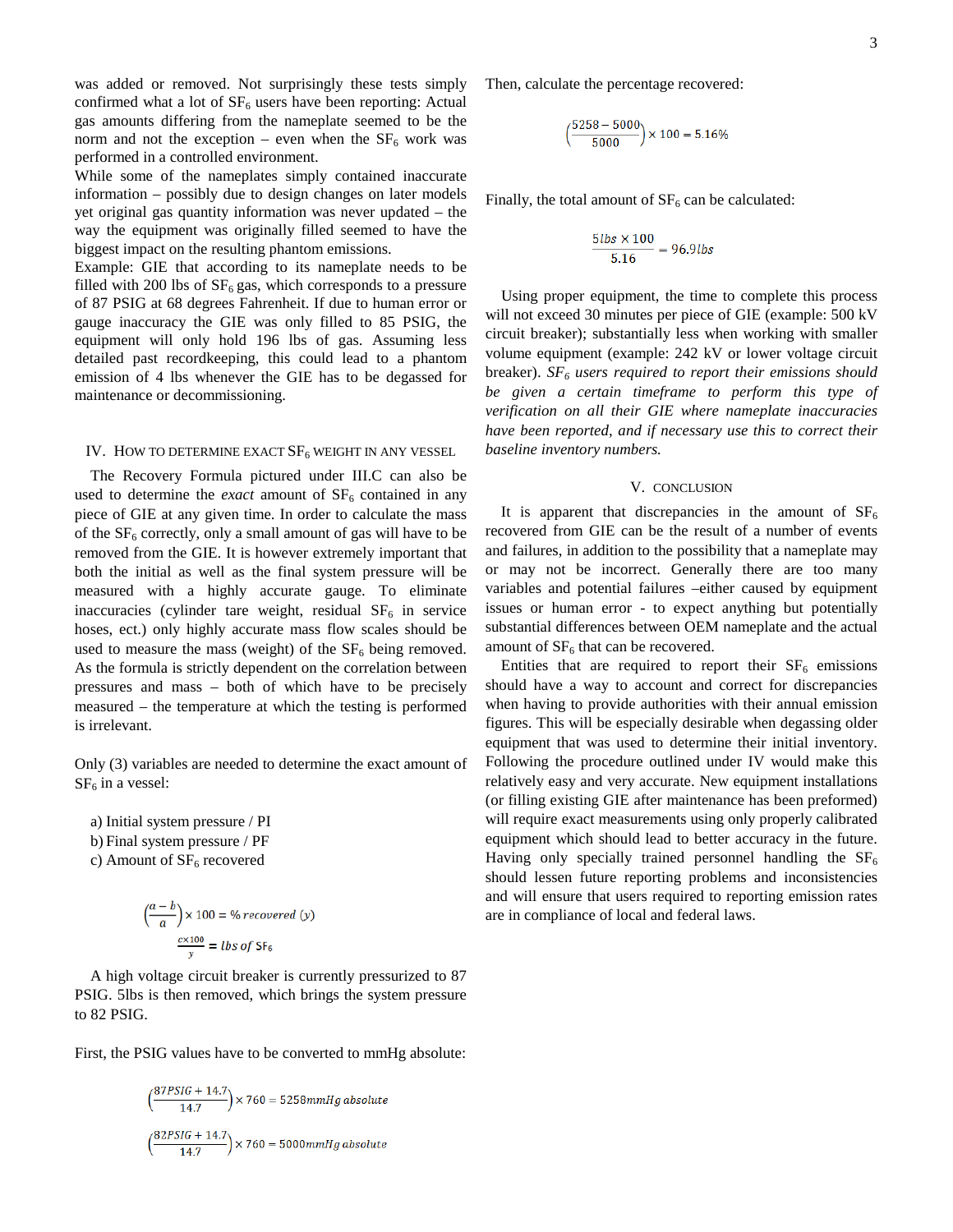was added or removed. Not surprisingly these tests simply confirmed what a lot of $SF_6$ users have been reporting: Actual gas amounts differing from the nameplate seemed to be the norm and not the exception – even when the $SF_6$ work was performed in a controlled environment.

While some of the nameplates simply contained inaccurate information – possibly due to design changes on later models yet original gas quantity information was never updated – the way the equipment was originally filled seemed to have the biggest impact on the resulting phantom emissions.

Example: GIE that according to its nameplate needs to be filled with 200 lbs of $SF_6$ gas, which corresponds to a pressure of 87 PSIG at 68 degrees Fahrenheit. If due to human error or gauge inaccuracy the GIE was only filled to 85 PSIG, the equipment will only hold 196 lbs of gas. Assuming less detailed past recordkeeping, this could lead to a phantom emission of 4 lbs whenever the GIE has to be degassed for maintenance or decommissioning.

## IV. How to Determine Exact $SF_6$ Weight in Any Vessel

The Recovery Formula pictured under III.C can also be used to determine the *exact* amount of $SF_6$ contained in any piece of GIE at any given time. In order to calculate the mass of the $SF_6$ correctly, only a small amount of gas will have to be removed from the GIE. It is however extremely important that both the initial as well as the final system pressure will be measured with a highly accurate gauge. To eliminate inaccuracies (cylinder tare weight, residual $SF_6$ in service hoses, ect.) only highly accurate mass flow scales should be used to measure the mass (weight) of the $SF_6$ being removed. As the formula is strictly dependent on the correlation between pressures and mass – both of which have to be precisely measured – the temperature at which the testing is performed is irrelevant.

Only (3) variables are needed to determine the exact amount of $SF_6$ in a vessel:

a) Initial system pressure / PI
b) Final system pressure / PF
c) Amount of $SF_6$ recovered

$$\left(\frac{a-b}{a}\right) \times 100 = \%\, recovered\ (y)$$

$$\frac{c \times 100}{y} = lbs\ of\ SF_6$$

A high voltage circuit breaker is currently pressurized to 87 PSIG. 5lbs is then removed, which brings the system pressure to 82 PSIG.

First, the PSIG values have to be converted to mmHg absolute:

$$\left(\frac{87PSIG + 14.7}{14.7}\right) \times 760 = 5258 mmHg\ absolute$$

$$\left(\frac{82PSIG + 14.7}{14.7}\right) \times 760 = 5000 mmHg\ absolute$$

Then, calculate the percentage recovered:

$$\left(\frac{5258 - 5000}{5000}\right) \times 100 = 5.16\%$$

Finally, the total amount of $SF_6$ can be calculated:

$$\frac{5lbs \times 100}{5.16} = 96.9lbs$$

Using proper equipment, the time to complete this process will not exceed 30 minutes per piece of GIE (example: 500 kV circuit breaker); substantially less when working with smaller volume equipment (example: 242 kV or lower voltage circuit breaker). *$SF_6$ users required to report their emissions should be given a certain timeframe to perform this type of verification on all their GIE where nameplate inaccuracies have been reported, and if necessary use this to correct their baseline inventory numbers.*

## V. Conclusion

It is apparent that discrepancies in the amount of $SF_6$ recovered from GIE can be the result of a number of events and failures, in addition to the possibility that a nameplate may or may not be incorrect. Generally there are too many variables and potential failures –either caused by equipment issues or human error - to expect anything but potentially substantial differences between OEM nameplate and the actual amount of $SF_6$ that can be recovered.

Entities that are required to report their $SF_6$ emissions should have a way to account and correct for discrepancies when having to provide authorities with their annual emission figures. This will be especially desirable when degassing older equipment that was used to determine their initial inventory. Following the procedure outlined under IV would make this relatively easy and very accurate. New equipment installations (or filling existing GIE after maintenance has been preformed) will require exact measurements using only properly calibrated equipment which should lead to better accuracy in the future. Having only specially trained personnel handling the $SF_6$ should lessen future reporting problems and inconsistencies and will ensure that users required to reporting emission rates are in compliance of local and federal laws.